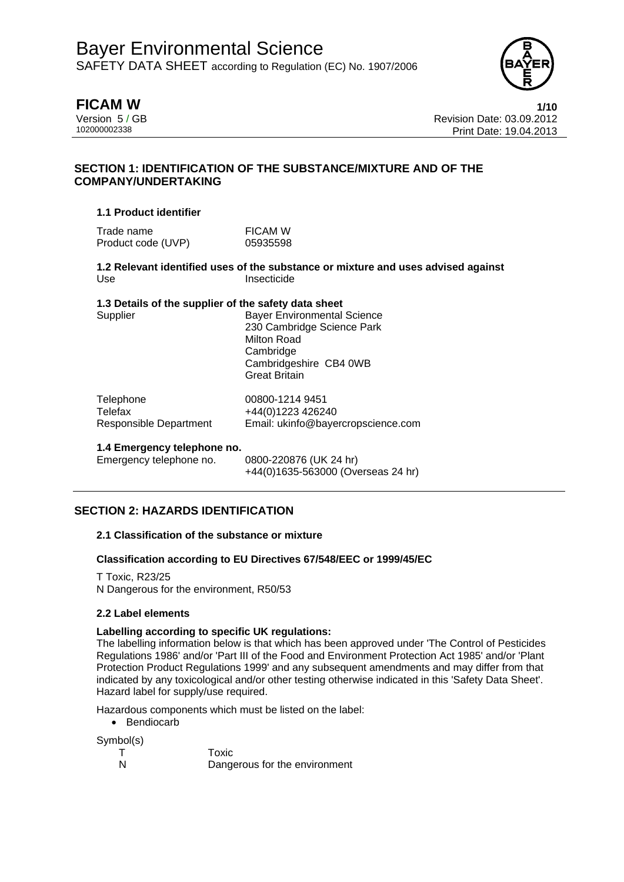# Bayer Environmental Science

SAFETY DATA SHEET according to Regulation (EC) No. 1907/2006

**FICAM W**

Version 5 / GB
102000002338

Revision Date: 03.09.2012
Print Date: 19.04.2013

## SECTION 1: IDENTIFICATION OF THE SUBSTANCE/MIXTURE AND OF THE COMPANY/UNDERTAKING

### 1.1 Product identifier

| | |
|---|---|
| Trade name | FICAM W |
| Product code (UVP) | 05935598 |

### 1.2 Relevant identified uses of the substance or mixture and uses advised against

| | |
|---|---|
| Use | Insecticide |

### 1.3 Details of the supplier of the safety data sheet

| | |
|---|---|
| Supplier | Bayer Environmental Science<br>230 Cambridge Science Park<br>Milton Road<br>Cambridge<br>Cambridgeshire CB4 0WB<br>Great Britain |
| Telephone | 00800-1214 9451 |
| Telefax | +44(0)1223 426240 |
| Responsible Department | Email: ukinfo@bayercropscience.com |

### 1.4 Emergency telephone no.

| | |
|---|---|
| Emergency telephone no. | 0800-220876 (UK 24 hr)<br>+44(0)1635-563000 (Overseas 24 hr) |

## SECTION 2: HAZARDS IDENTIFICATION

### 2.1 Classification of the substance or mixture

**Classification according to EU Directives 67/548/EEC or 1999/45/EC**

T Toxic, R23/25
N Dangerous for the environment, R50/53

### 2.2 Label elements

**Labelling according to specific UK regulations:**

The labelling information below is that which has been approved under 'The Control of Pesticides Regulations 1986' and/or 'Part III of the Food and Environment Protection Act 1985' and/or 'Plant Protection Product Regulations 1999' and any subsequent amendments and may differ from that indicated by any toxicological and/or other testing otherwise indicated in this 'Safety Data Sheet'. Hazard label for supply/use required.

Hazardous components which must be listed on the label:

- Bendiocarb

Symbol(s)

| | |
|---|---|
| T | Toxic |
| N | Dangerous for the environment |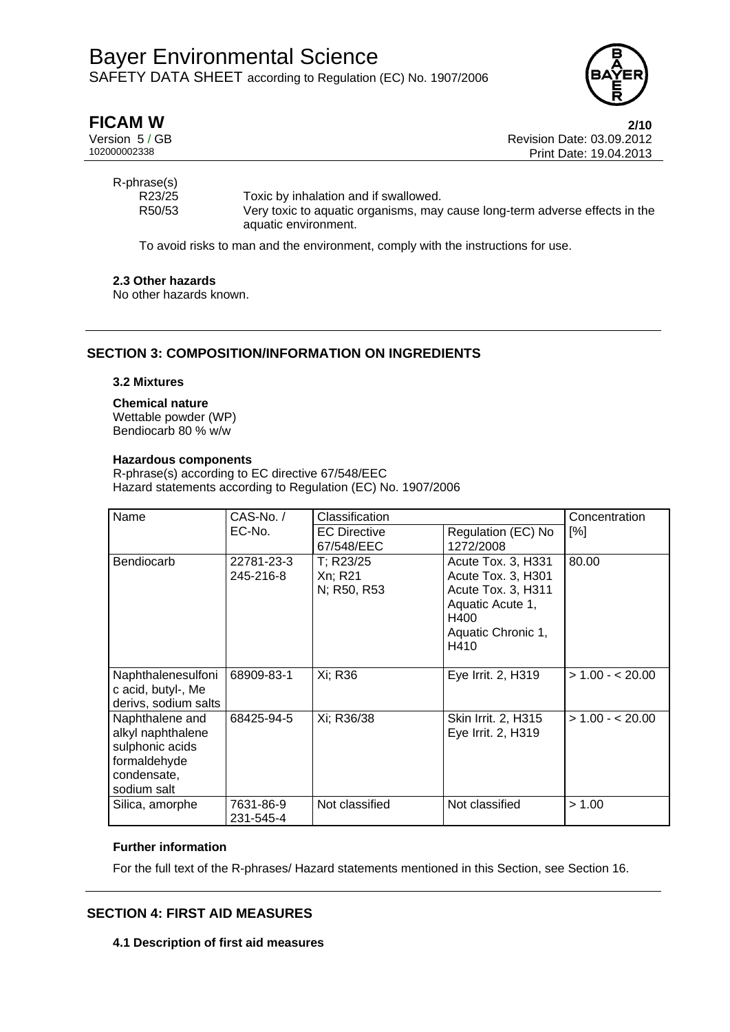R-phrase(s)

| | |
|---|---|
| R23/25 | Toxic by inhalation and if swallowed. |
| R50/53 | Very toxic to aquatic organisms, may cause long-term adverse effects in the aquatic environment. |

To avoid risks to man and the environment, comply with the instructions for use.

**2.3 Other hazards**

No other hazards known.

## SECTION 3: COMPOSITION/INFORMATION ON INGREDIENTS

### 3.2 Mixtures

**Chemical nature**

Wettable powder (WP)
Bendiocarb 80 % w/w

**Hazardous components**

R-phrase(s) according to EC directive 67/548/EEC
Hazard statements according to Regulation (EC) No. 1907/2006

| Name | CAS-No. / EC-No. | Classification | | Concentration [%] |
|---|---|---|---|---|
| | | EC Directive 67/548/EEC | Regulation (EC) No 1272/2008 | |
| Bendiocarb | 22781-23-3<br>245-216-8 | T; R23/25<br>Xn; R21<br>N; R50, R53 | Acute Tox. 3, H331<br>Acute Tox. 3, H301<br>Acute Tox. 3, H311<br>Aquatic Acute 1, H400<br>Aquatic Chronic 1, H410 | 80.00 |
| Naphthalenesulfonic acid, butyl-, Me derivs, sodium salts | 68909-83-1 | Xi; R36 | Eye Irrit. 2, H319 | > 1.00 - < 20.00 |
| Naphthalene and alkyl naphthalene sulphonic acids formaldehyde condensate, sodium salt | 68425-94-5 | Xi; R36/38 | Skin Irrit. 2, H315<br>Eye Irrit. 2, H319 | > 1.00 - < 20.00 |
| Silica, amorphe | 7631-86-9<br>231-545-4 | Not classified | Not classified | > 1.00 |

**Further information**

For the full text of the R-phrases/ Hazard statements mentioned in this Section, see Section 16.

## SECTION 4: FIRST AID MEASURES

### 4.1 Description of first aid measures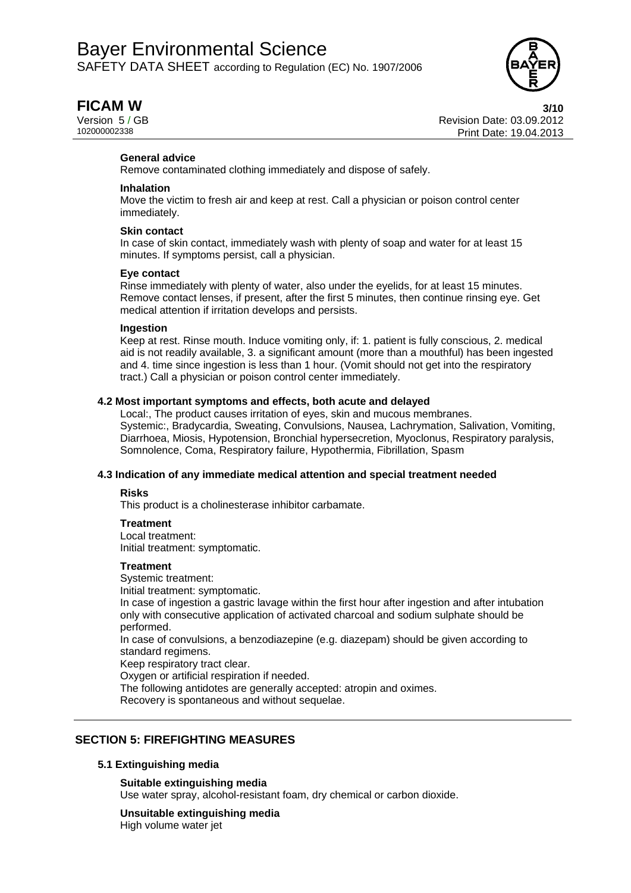#### General advice
Remove contaminated clothing immediately and dispose of safely.

#### Inhalation
Move the victim to fresh air and keep at rest. Call a physician or poison control center immediately.

#### Skin contact
In case of skin contact, immediately wash with plenty of soap and water for at least 15 minutes. If symptoms persist, call a physician.

#### Eye contact
Rinse immediately with plenty of water, also under the eyelids, for at least 15 minutes. Remove contact lenses, if present, after the first 5 minutes, then continue rinsing eye. Get medical attention if irritation develops and persists.

#### Ingestion
Keep at rest. Rinse mouth. Induce vomiting only, if: 1. patient is fully conscious, 2. medical aid is not readily available, 3. a significant amount (more than a mouthful) has been ingested and 4. time since ingestion is less than 1 hour. (Vomit should not get into the respiratory tract.) Call a physician or poison control center immediately.

### 4.2 Most important symptoms and effects, both acute and delayed

Local:, The product causes irritation of eyes, skin and mucous membranes.
Systemic:, Bradycardia, Sweating, Convulsions, Nausea, Lachrymation, Salivation, Vomiting, Diarrhoea, Miosis, Hypotension, Bronchial hypersecretion, Myoclonus, Respiratory paralysis, Somnolence, Coma, Respiratory failure, Hypothermia, Fibrillation, Spasm

### 4.3 Indication of any immediate medical attention and special treatment needed

#### Risks
This product is a cholinesterase inhibitor carbamate.

#### Treatment
Local treatment:
Initial treatment: symptomatic.

#### Treatment
Systemic treatment:
Initial treatment: symptomatic.
In case of ingestion a gastric lavage within the first hour after ingestion and after intubation only with consecutive application of activated charcoal and sodium sulphate should be performed.
In case of convulsions, a benzodiazepine (e.g. diazepam) should be given according to standard regimens.
Keep respiratory tract clear.
Oxygen or artificial respiration if needed.
The following antidotes are generally accepted: atropin and oximes.
Recovery is spontaneous and without sequelae.

## SECTION 5: FIREFIGHTING MEASURES

### 5.1 Extinguishing media

#### Suitable extinguishing media
Use water spray, alcohol-resistant foam, dry chemical or carbon dioxide.

#### Unsuitable extinguishing media
High volume water jet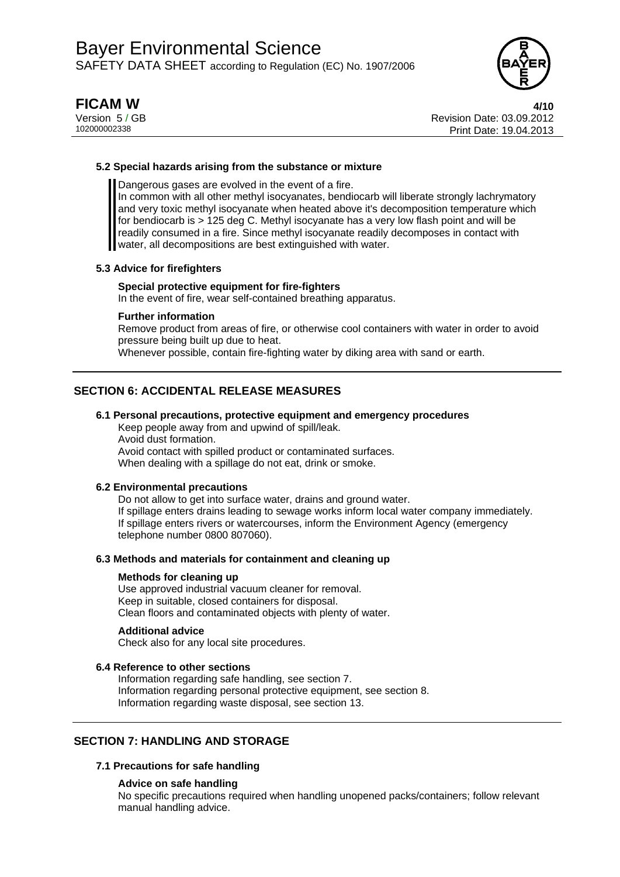### 5.2 Special hazards arising from the substance or mixture

Dangerous gases are evolved in the event of a fire.
In common with all other methyl isocyanates, bendiocarb will liberate strongly lachrymatory and very toxic methyl isocyanate when heated above it's decomposition temperature which for bendiocarb is > 125 deg C. Methyl isocyanate has a very low flash point and will be readily consumed in a fire. Since methyl isocyanate readily decomposes in contact with water, all decompositions are best extinguished with water.

### 5.3 Advice for firefighters

**Special protective equipment for fire-fighters**
In the event of fire, wear self-contained breathing apparatus.

**Further information**
Remove product from areas of fire, or otherwise cool containers with water in order to avoid pressure being built up due to heat.
Whenever possible, contain fire-fighting water by diking area with sand or earth.

## SECTION 6: ACCIDENTAL RELEASE MEASURES

### 6.1 Personal precautions, protective equipment and emergency procedures

Keep people away from and upwind of spill/leak.
Avoid dust formation.
Avoid contact with spilled product or contaminated surfaces.
When dealing with a spillage do not eat, drink or smoke.

### 6.2 Environmental precautions

Do not allow to get into surface water, drains and ground water.
If spillage enters drains leading to sewage works inform local water company immediately.
If spillage enters rivers or watercourses, inform the Environment Agency (emergency telephone number 0800 807060).

### 6.3 Methods and materials for containment and cleaning up

**Methods for cleaning up**
Use approved industrial vacuum cleaner for removal.
Keep in suitable, closed containers for disposal.
Clean floors and contaminated objects with plenty of water.

**Additional advice**
Check also for any local site procedures.

### 6.4 Reference to other sections

Information regarding safe handling, see section 7.
Information regarding personal protective equipment, see section 8.
Information regarding waste disposal, see section 13.

## SECTION 7: HANDLING AND STORAGE

### 7.1 Precautions for safe handling

**Advice on safe handling**
No specific precautions required when handling unopened packs/containers; follow relevant manual handling advice.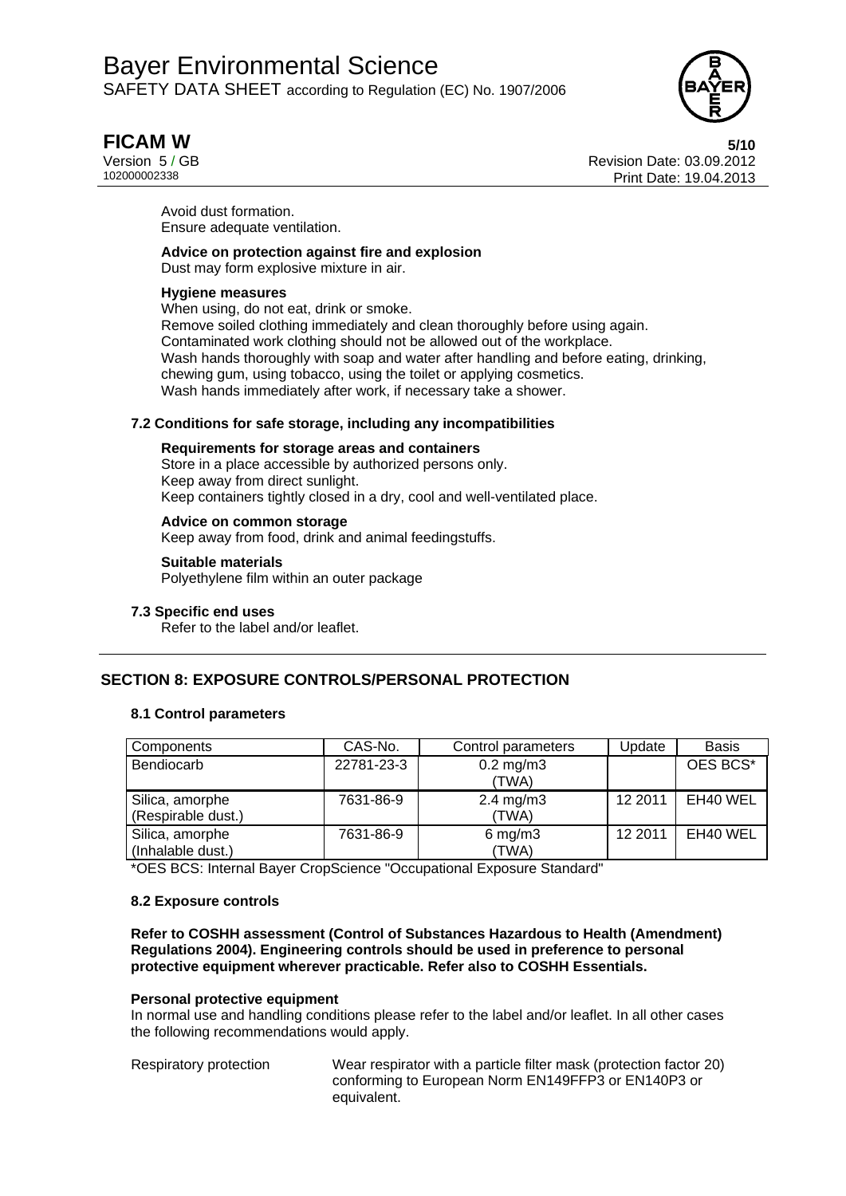Avoid dust formation.
Ensure adequate ventilation.

**Advice on protection against fire and explosion**
Dust may form explosive mixture in air.

**Hygiene measures**
When using, do not eat, drink or smoke.
Remove soiled clothing immediately and clean thoroughly before using again.
Contaminated work clothing should not be allowed out of the workplace.
Wash hands thoroughly with soap and water after handling and before eating, drinking, chewing gum, using tobacco, using the toilet or applying cosmetics.
Wash hands immediately after work, if necessary take a shower.

### 7.2 Conditions for safe storage, including any incompatibilities

**Requirements for storage areas and containers**
Store in a place accessible by authorized persons only.
Keep away from direct sunlight.
Keep containers tightly closed in a dry, cool and well-ventilated place.

**Advice on common storage**
Keep away from food, drink and animal feedingstuffs.

**Suitable materials**
Polyethylene film within an outer package

### 7.3 Specific end uses

Refer to the label and/or leaflet.

## SECTION 8: EXPOSURE CONTROLS/PERSONAL PROTECTION

### 8.1 Control parameters

| Components | CAS-No. | Control parameters | Update | Basis |
|---|---|---|---|---|
| Bendiocarb | 22781-23-3 | 0.2 mg/m3 (TWA) | | OES BCS* |
| Silica, amorphe (Respirable dust.) | 7631-86-9 | 2.4 mg/m3 (TWA) | 12 2011 | EH40 WEL |
| Silica, amorphe (Inhalable dust.) | 7631-86-9 | 6 mg/m3 (TWA) | 12 2011 | EH40 WEL |

*OES BCS: Internal Bayer CropScience "Occupational Exposure Standard"

### 8.2 Exposure controls

**Refer to COSHH assessment (Control of Substances Hazardous to Health (Amendment) Regulations 2004). Engineering controls should be used in preference to personal protective equipment wherever practicable. Refer also to COSHH Essentials.**

**Personal protective equipment**
In normal use and handling conditions please refer to the label and/or leaflet. In all other cases the following recommendations would apply.

| | |
|---|---|
| Respiratory protection | Wear respirator with a particle filter mask (protection factor 20) conforming to European Norm EN149FFP3 or EN140P3 or equivalent. |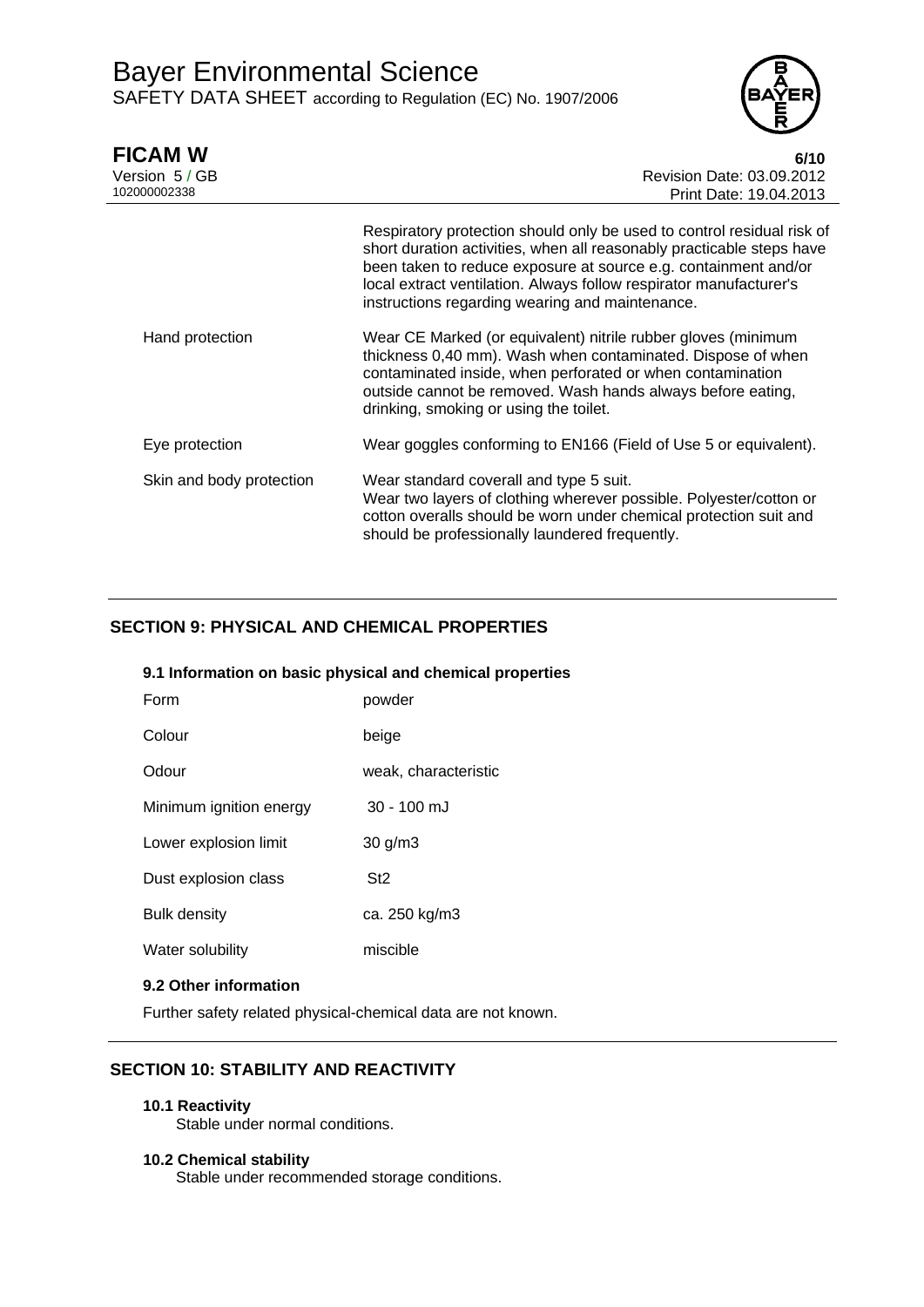| | |
|---|---|
| | Respiratory protection should only be used to control residual risk of short duration activities, when all reasonably practicable steps have been taken to reduce exposure at source e.g. containment and/or local extract ventilation. Always follow respirator manufacturer's instructions regarding wearing and maintenance. |
| Hand protection | Wear CE Marked (or equivalent) nitrile rubber gloves (minimum thickness 0,40 mm). Wash when contaminated. Dispose of when contaminated inside, when perforated or when contamination outside cannot be removed. Wash hands always before eating, drinking, smoking or using the toilet. |
| Eye protection | Wear goggles conforming to EN166 (Field of Use 5 or equivalent). |
| Skin and body protection | Wear standard coverall and type 5 suit. Wear two layers of clothing wherever possible. Polyester/cotton or cotton overalls should be worn under chemical protection suit and should be professionally laundered frequently. |

## SECTION 9: PHYSICAL AND CHEMICAL PROPERTIES

### 9.1 Information on basic physical and chemical properties

| | |
|---|---|
| Form | powder |
| Colour | beige |
| Odour | weak, characteristic |
| Minimum ignition energy | 30 - 100 mJ |
| Lower explosion limit | 30 g/m3 |
| Dust explosion class | St2 |
| Bulk density | ca. 250 kg/m3 |
| Water solubility | miscible |

### 9.2 Other information

Further safety related physical-chemical data are not known.

## SECTION 10: STABILITY AND REACTIVITY

### 10.1 Reactivity

Stable under normal conditions.

### 10.2 Chemical stability

Stable under recommended storage conditions.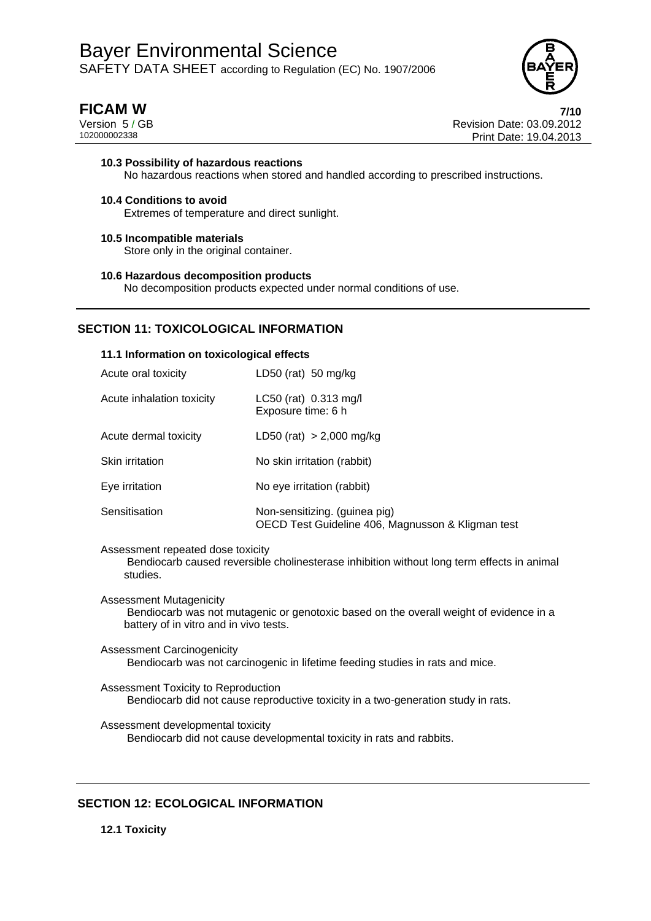**10.3 Possibility of hazardous reactions**

No hazardous reactions when stored and handled according to prescribed instructions.

**10.4 Conditions to avoid**

Extremes of temperature and direct sunlight.

**10.5 Incompatible materials**

Store only in the original container.

**10.6 Hazardous decomposition products**

No decomposition products expected under normal conditions of use.

## SECTION 11: TOXICOLOGICAL INFORMATION

**11.1 Information on toxicological effects**

| | |
|---|---|
| Acute oral toxicity | LD50 (rat) 50 mg/kg |
| Acute inhalation toxicity | LC50 (rat) 0.313 mg/l<br>Exposure time: 6 h |
| Acute dermal toxicity | LD50 (rat) > 2,000 mg/kg |
| Skin irritation | No skin irritation (rabbit) |
| Eye irritation | No eye irritation (rabbit) |
| Sensitisation | Non-sensitizing. (guinea pig)<br>OECD Test Guideline 406, Magnusson & Kligman test |

Assessment repeated dose toxicity

Bendiocarb caused reversible cholinesterase inhibition without long term effects in animal studies.

Assessment Mutagenicity

Bendiocarb was not mutagenic or genotoxic based on the overall weight of evidence in a battery of in vitro and in vivo tests.

Assessment Carcinogenicity

Bendiocarb was not carcinogenic in lifetime feeding studies in rats and mice.

Assessment Toxicity to Reproduction

Bendiocarb did not cause reproductive toxicity in a two-generation study in rats.

Assessment developmental toxicity

Bendiocarb did not cause developmental toxicity in rats and rabbits.

## SECTION 12: ECOLOGICAL INFORMATION

**12.1 Toxicity**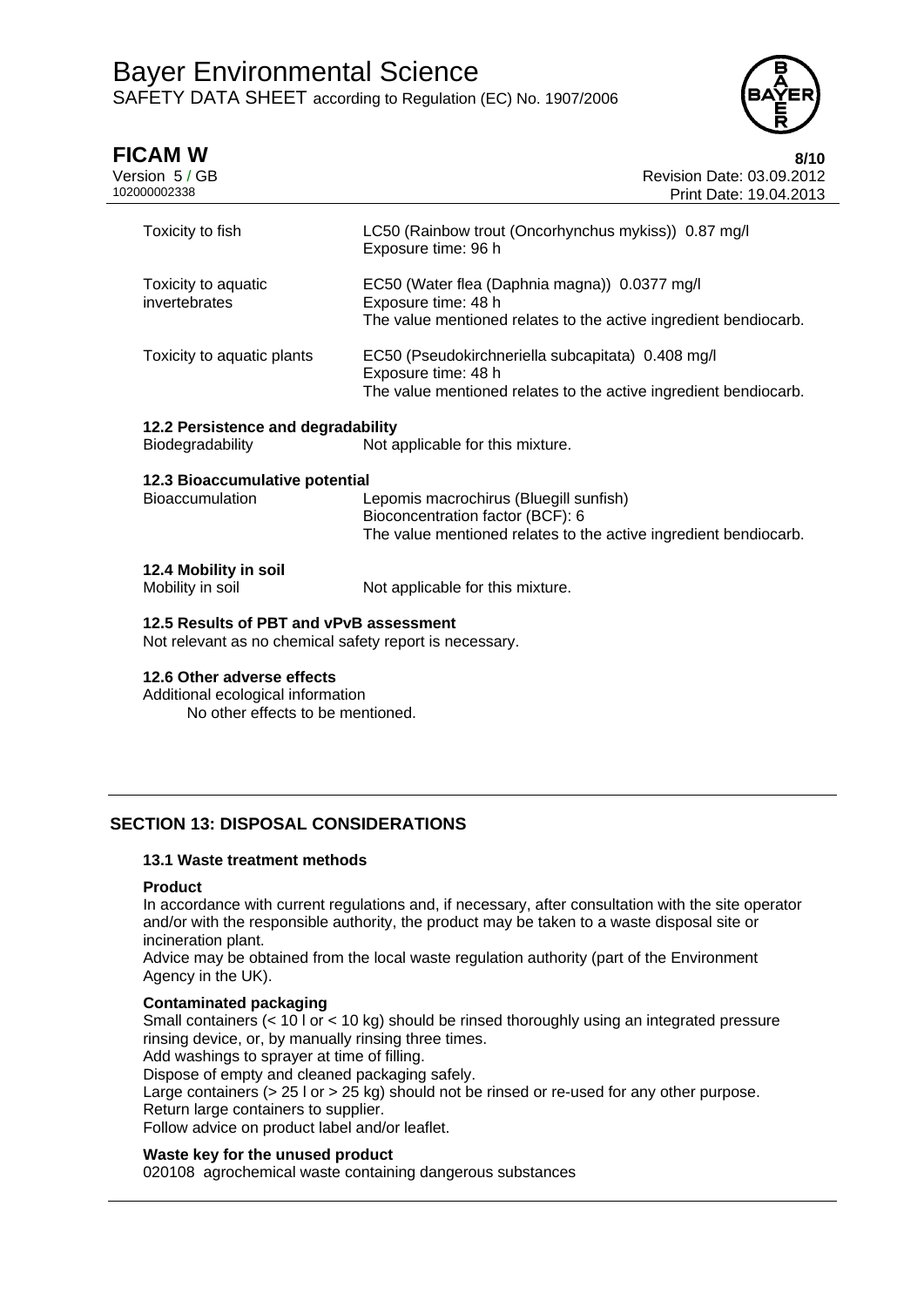| | |
|---|---|
| Toxicity to fish | LC50 (Rainbow trout (Oncorhynchus mykiss)) 0.87 mg/l<br>Exposure time: 96 h |
| Toxicity to aquatic invertebrates | EC50 (Water flea (Daphnia magna)) 0.0377 mg/l<br>Exposure time: 48 h<br>The value mentioned relates to the active ingredient bendiocarb. |
| Toxicity to aquatic plants | EC50 (Pseudokirchneriella subcapitata) 0.408 mg/l<br>Exposure time: 48 h<br>The value mentioned relates to the active ingredient bendiocarb. |

**12.2 Persistence and degradability**

| | |
|---|---|
| Biodegradability | Not applicable for this mixture. |

**12.3 Bioaccumulative potential**

| | |
|---|---|
| Bioaccumulation | Lepomis macrochirus (Bluegill sunfish)<br>Bioconcentration factor (BCF): 6<br>The value mentioned relates to the active ingredient bendiocarb. |

**12.4 Mobility in soil**

| | |
|---|---|
| Mobility in soil | Not applicable for this mixture. |

**12.5 Results of PBT and vPvB assessment**

Not relevant as no chemical safety report is necessary.

**12.6 Other adverse effects**

Additional ecological information

No other effects to be mentioned.

## SECTION 13: DISPOSAL CONSIDERATIONS

**13.1 Waste treatment methods**

**Product**

In accordance with current regulations and, if necessary, after consultation with the site operator and/or with the responsible authority, the product may be taken to a waste disposal site or incineration plant.

Advice may be obtained from the local waste regulation authority (part of the Environment Agency in the UK).

**Contaminated packaging**

Small containers (< 10 l or < 10 kg) should be rinsed thoroughly using an integrated pressure rinsing device, or, by manually rinsing three times.

Add washings to sprayer at time of filling.

Dispose of empty and cleaned packaging safely.

Large containers (> 25 l or > 25 kg) should not be rinsed or re-used for any other purpose.

Return large containers to supplier.

Follow advice on product label and/or leaflet.

**Waste key for the unused product**

020108 agrochemical waste containing dangerous substances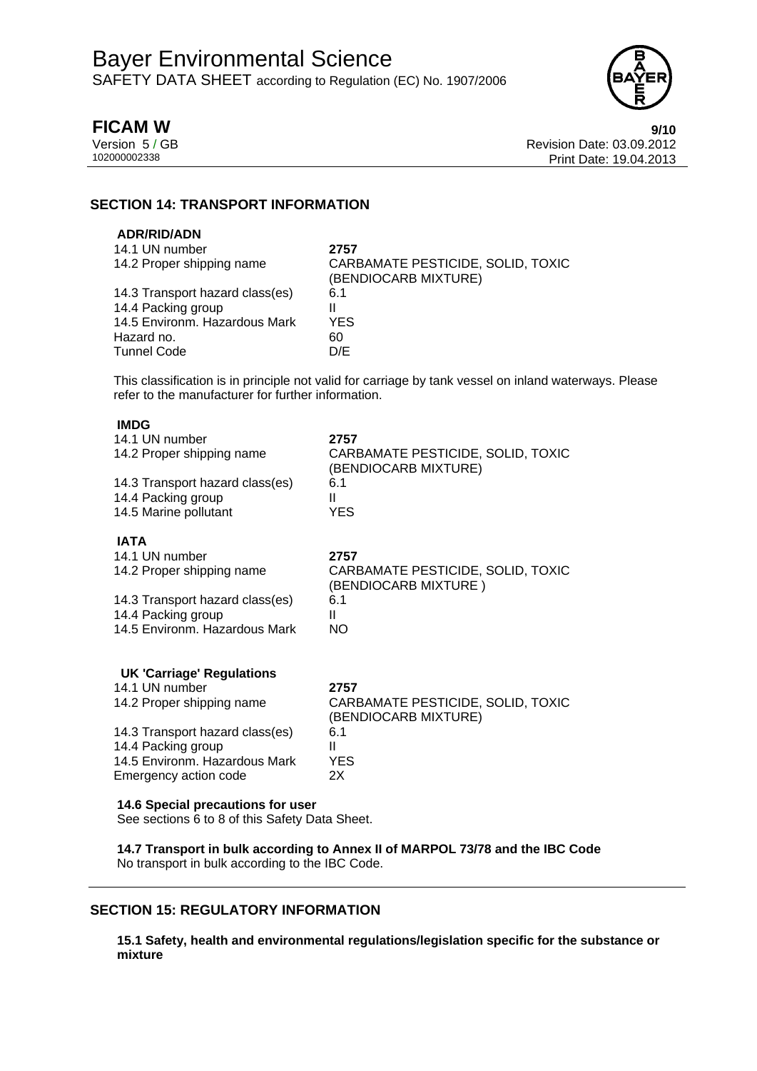## SECTION 14: TRANSPORT INFORMATION

**ADR/RID/ADN**

| | |
|---|---|
| 14.1 UN number | **2757** |
| 14.2 Proper shipping name | CARBAMATE PESTICIDE, SOLID, TOXIC (BENDIOCARB MIXTURE) |
| 14.3 Transport hazard class(es) | 6.1 |
| 14.4 Packing group | II |
| 14.5 Environm. Hazardous Mark | YES |
| Hazard no. | 60 |
| Tunnel Code | D/E |

This classification is in principle not valid for carriage by tank vessel on inland waterways. Please refer to the manufacturer for further information.

**IMDG**

| | |
|---|---|
| 14.1 UN number | **2757** |
| 14.2 Proper shipping name | CARBAMATE PESTICIDE, SOLID, TOXIC (BENDIOCARB MIXTURE) |
| 14.3 Transport hazard class(es) | 6.1 |
| 14.4 Packing group | II |
| 14.5 Marine pollutant | YES |

**IATA**

| | |
|---|---|
| 14.1 UN number | **2757** |
| 14.2 Proper shipping name | CARBAMATE PESTICIDE, SOLID, TOXIC (BENDIOCARB MIXTURE ) |
| 14.3 Transport hazard class(es) | 6.1 |
| 14.4 Packing group | II |
| 14.5 Environm. Hazardous Mark | NO |

**UK 'Carriage' Regulations**

| | |
|---|---|
| 14.1 UN number | **2757** |
| 14.2 Proper shipping name | CARBAMATE PESTICIDE, SOLID, TOXIC (BENDIOCARB MIXTURE) |
| 14.3 Transport hazard class(es) | 6.1 |
| 14.4 Packing group | II |
| 14.5 Environm. Hazardous Mark | YES |
| Emergency action code | 2X |

**14.6 Special precautions for user**

See sections 6 to 8 of this Safety Data Sheet.

**14.7 Transport in bulk according to Annex II of MARPOL 73/78 and the IBC Code**

No transport in bulk according to the IBC Code.

## SECTION 15: REGULATORY INFORMATION

**15.1 Safety, health and environmental regulations/legislation specific for the substance or mixture**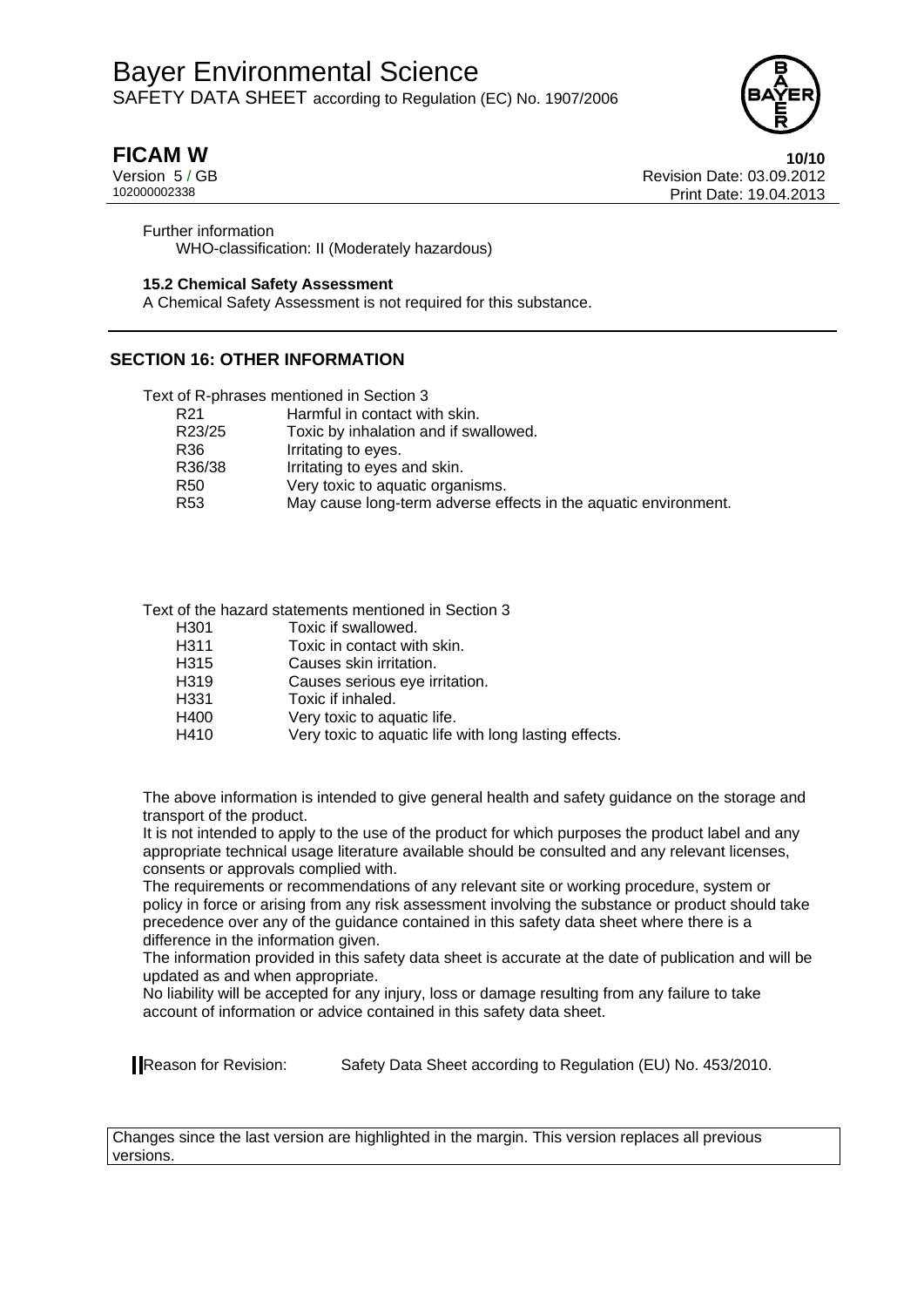Further information

WHO-classification: II (Moderately hazardous)

**15.2 Chemical Safety Assessment**

A Chemical Safety Assessment is not required for this substance.

## SECTION 16: OTHER INFORMATION

Text of R-phrases mentioned in Section 3

| | |
|---|---|
| R21 | Harmful in contact with skin. |
| R23/25 | Toxic by inhalation and if swallowed. |
| R36 | Irritating to eyes. |
| R36/38 | Irritating to eyes and skin. |
| R50 | Very toxic to aquatic organisms. |
| R53 | May cause long-term adverse effects in the aquatic environment. |

Text of the hazard statements mentioned in Section 3

| | |
|---|---|
| H301 | Toxic if swallowed. |
| H311 | Toxic in contact with skin. |
| H315 | Causes skin irritation. |
| H319 | Causes serious eye irritation. |
| H331 | Toxic if inhaled. |
| H400 | Very toxic to aquatic life. |
| H410 | Very toxic to aquatic life with long lasting effects. |

The above information is intended to give general health and safety guidance on the storage and transport of the product.
It is not intended to apply to the use of the product for which purposes the product label and any appropriate technical usage literature available should be consulted and any relevant licenses, consents or approvals complied with.
The requirements or recommendations of any relevant site or working procedure, system or policy in force or arising from any risk assessment involving the substance or product should take precedence over any of the guidance contained in this safety data sheet where there is a difference in the information given.
The information provided in this safety data sheet is accurate at the date of publication and will be updated as and when appropriate.
No liability will be accepted for any injury, loss or damage resulting from any failure to take account of information or advice contained in this safety data sheet.

Reason for Revision: Safety Data Sheet according to Regulation (EU) No. 453/2010.

Changes since the last version are highlighted in the margin. This version replaces all previous versions.